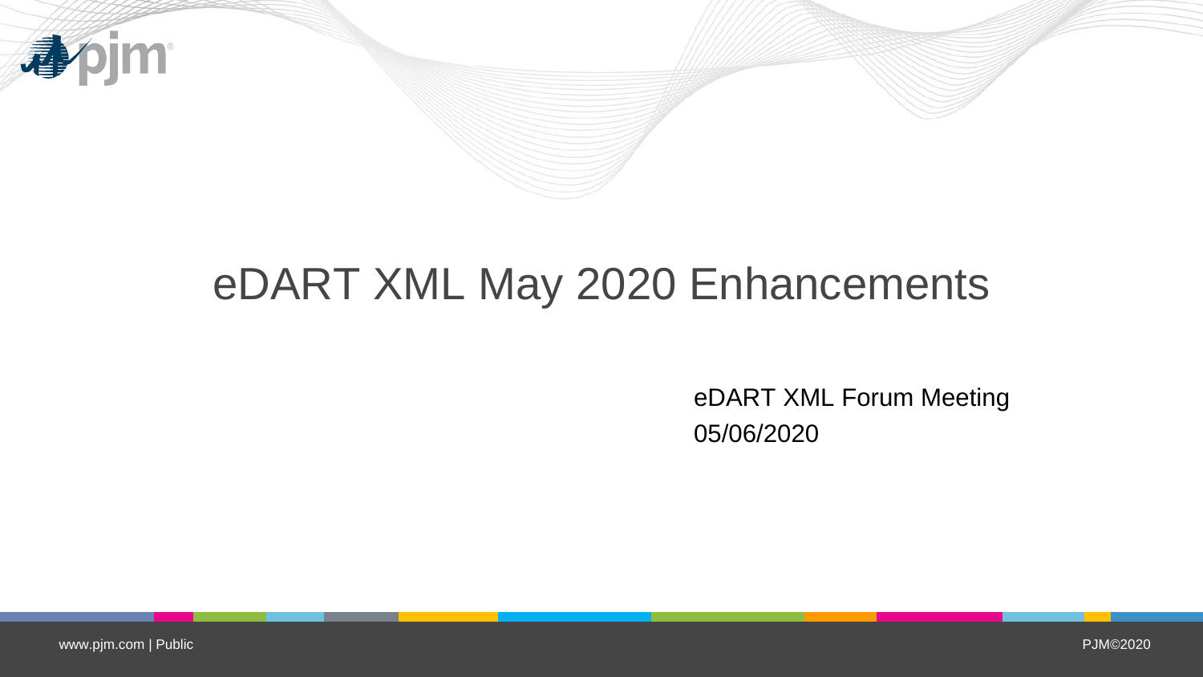# eDART XML May 2020 Enhancements

eDART XML Forum Meeting
05/06/2020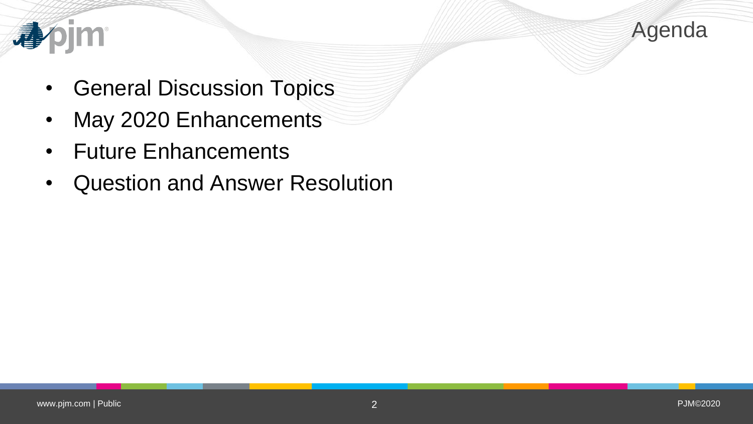# Agenda

- General Discussion Topics
- May 2020 Enhancements
- Future Enhancements
- Question and Answer Resolution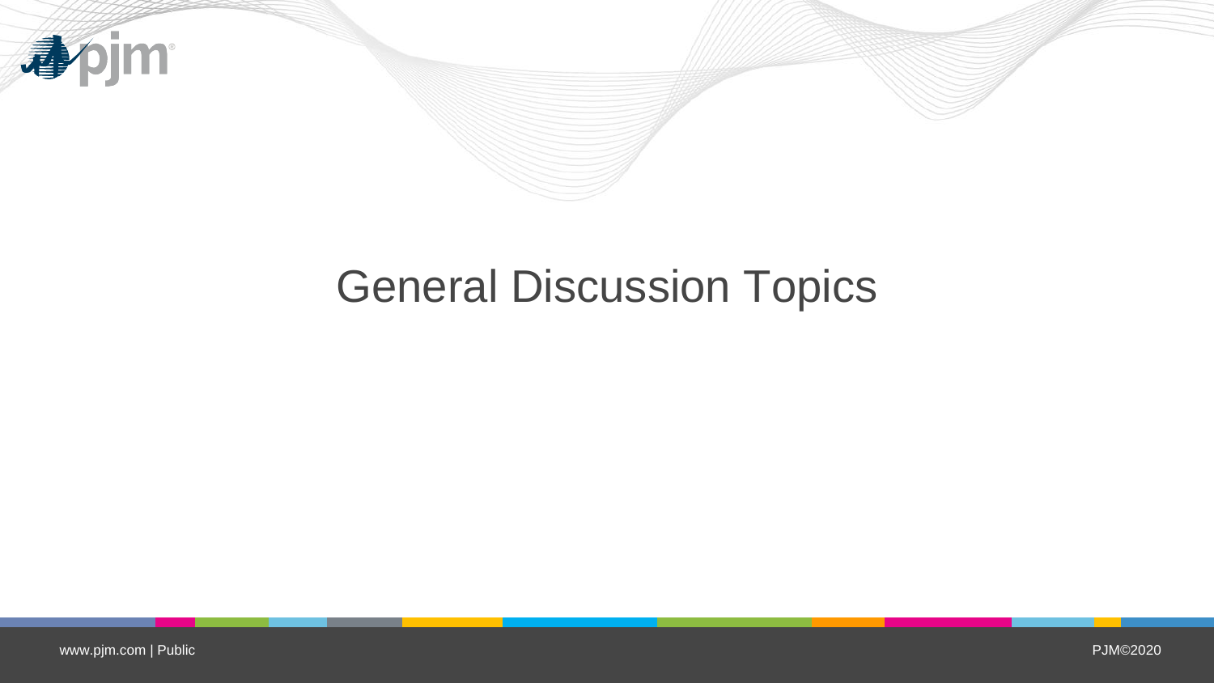# General Discussion Topics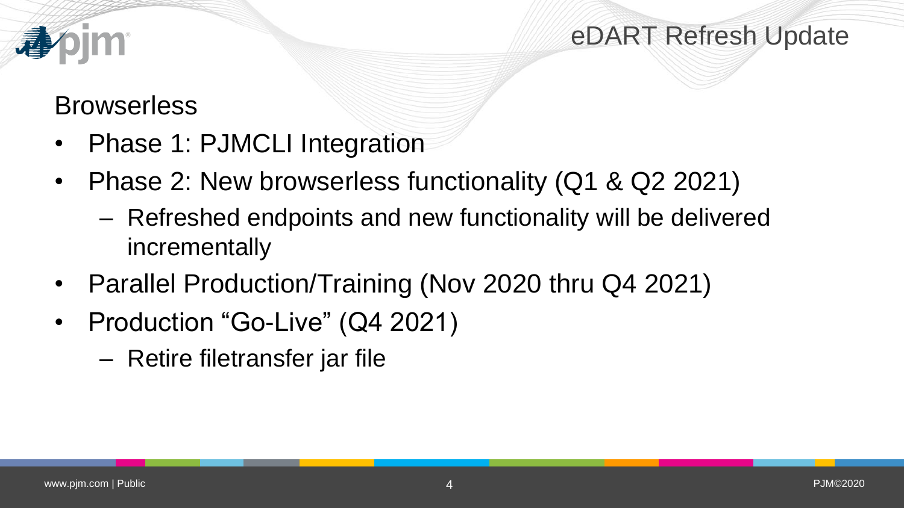# eDART Refresh Update

## Browserless

- Phase 1: PJMCLI Integration
- Phase 2: New browserless functionality (Q1 & Q2 2021)
  - Refreshed endpoints and new functionality will be delivered incrementally
- Parallel Production/Training (Nov 2020 thru Q4 2021)
- Production "Go-Live" (Q4 2021)
  - Retire filetransfer jar file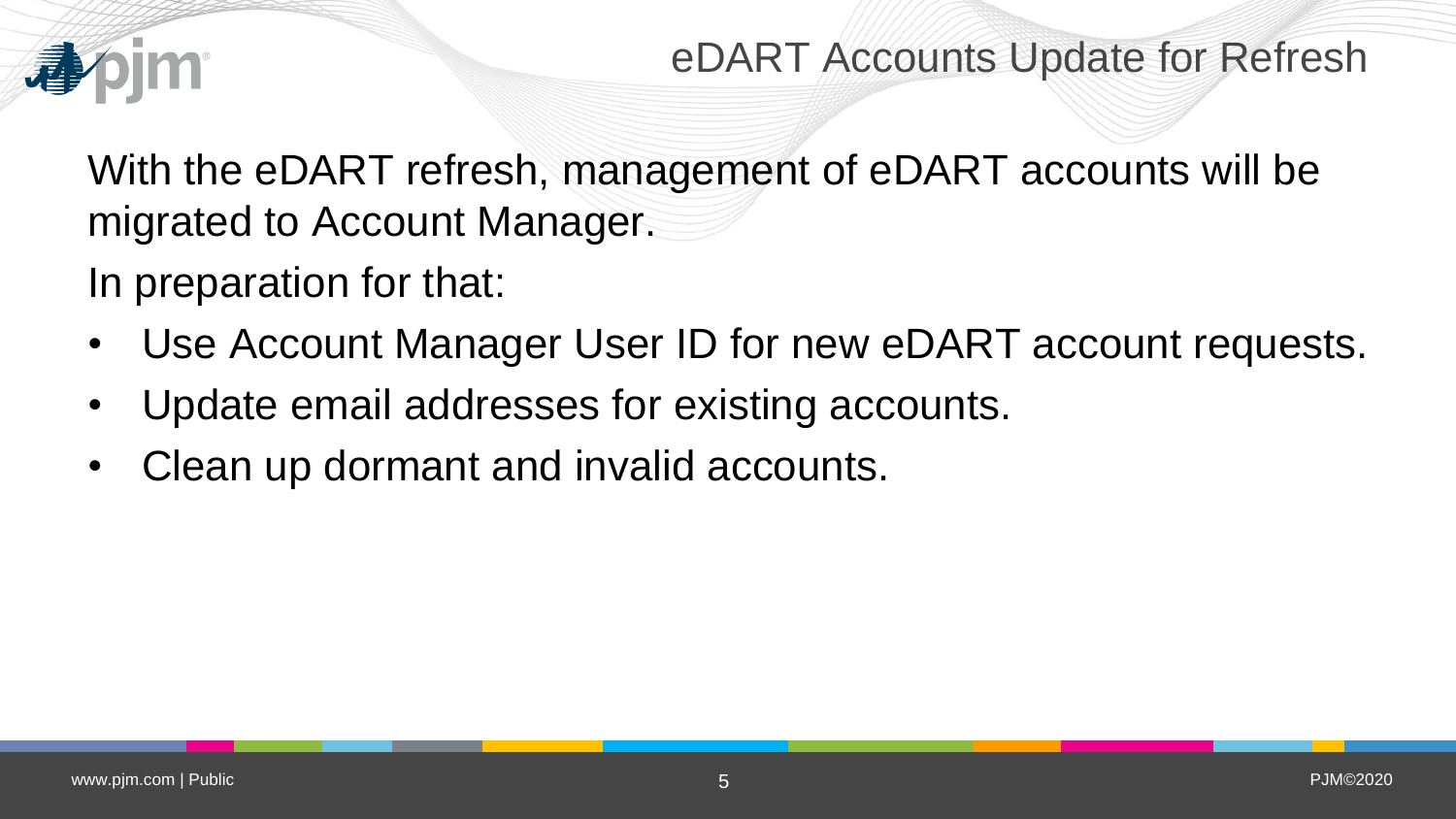# eDART Accounts Update for Refresh

With the eDART refresh, management of eDART accounts will be migrated to Account Manager.

In preparation for that:

- Use Account Manager User ID for new eDART account requests.
- Update email addresses for existing accounts.
- Clean up dormant and invalid accounts.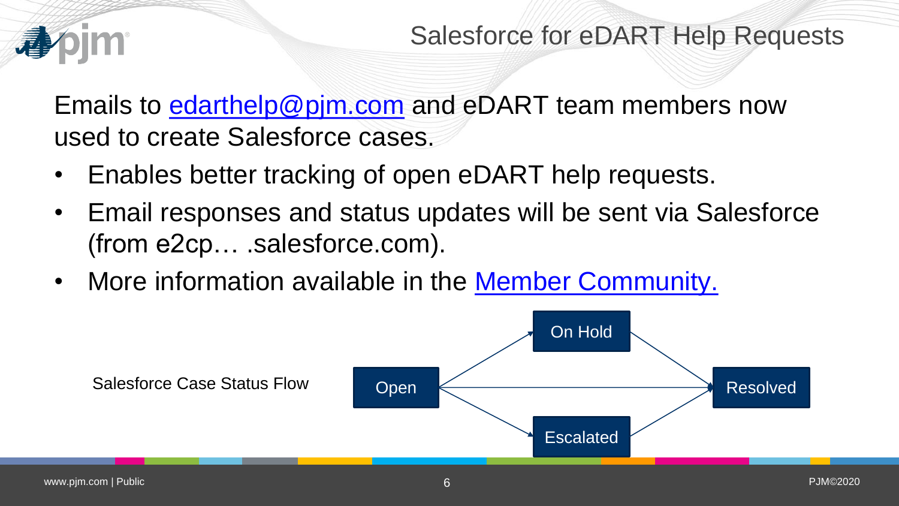# Salesforce for eDART Help Requests

Emails to edarthelp@pjm.com and eDART team members now used to create Salesforce cases.

- Enables better tracking of open eDART help requests.
- Email responses and status updates will be sent via Salesforce (from e2cp… .salesforce.com).
- More information available in the Member Community.

Salesforce Case Status Flow

Open → On Hold → Resolved

Open → Resolved

Open → Escalated → Resolved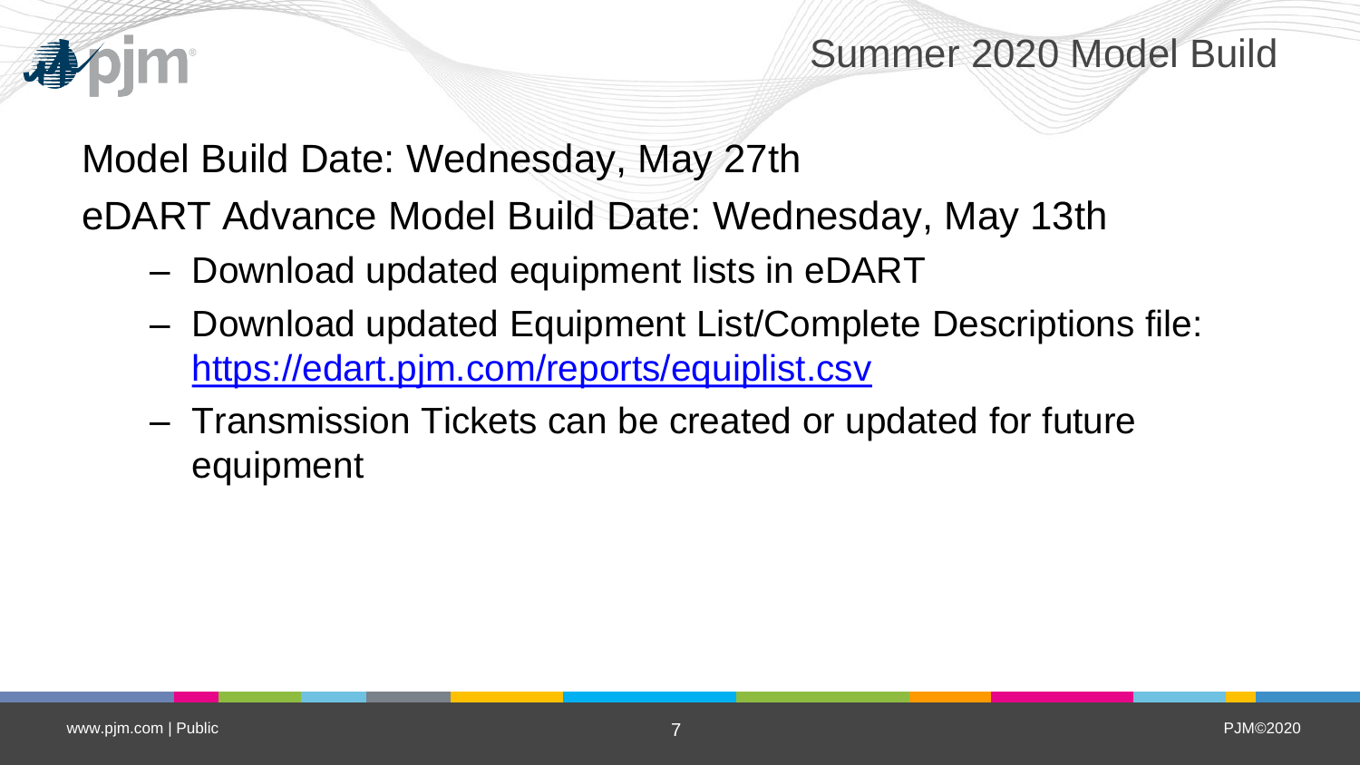# Summer 2020 Model Build

Model Build Date: Wednesday, May 27th

eDART Advance Model Build Date: Wednesday, May 13th

- Download updated equipment lists in eDART
- Download updated Equipment List/Complete Descriptions file: https://edart.pjm.com/reports/equiplist.csv
- Transmission Tickets can be created or updated for future equipment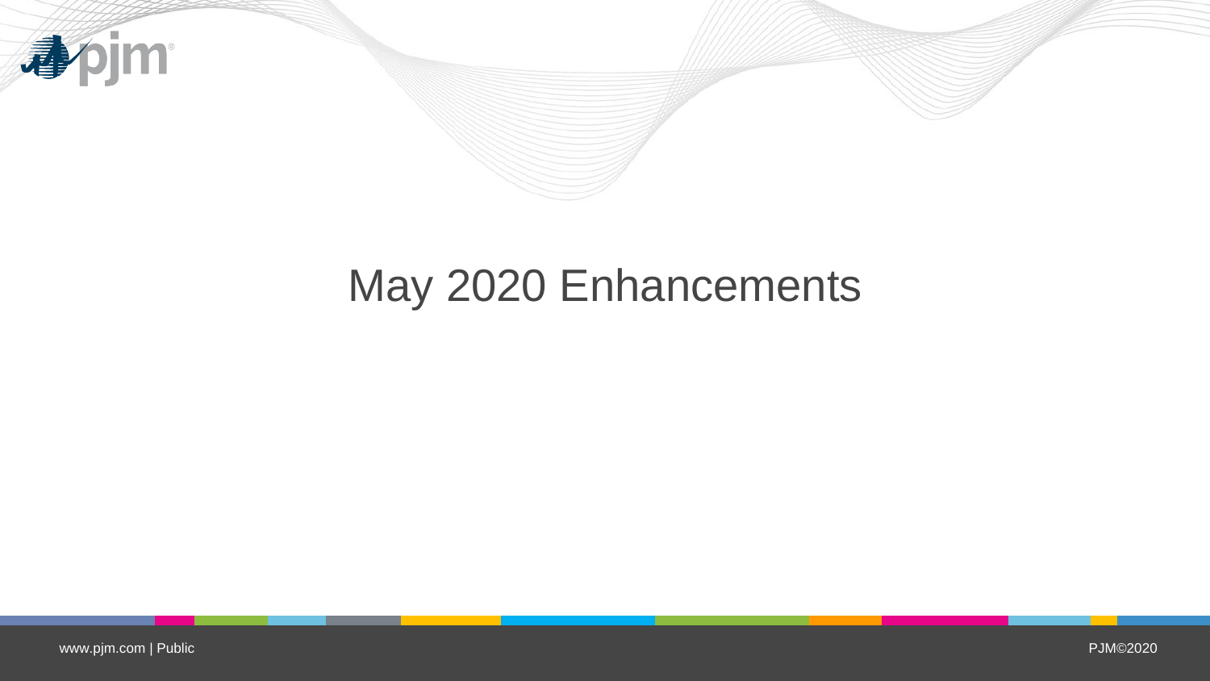# May 2020 Enhancements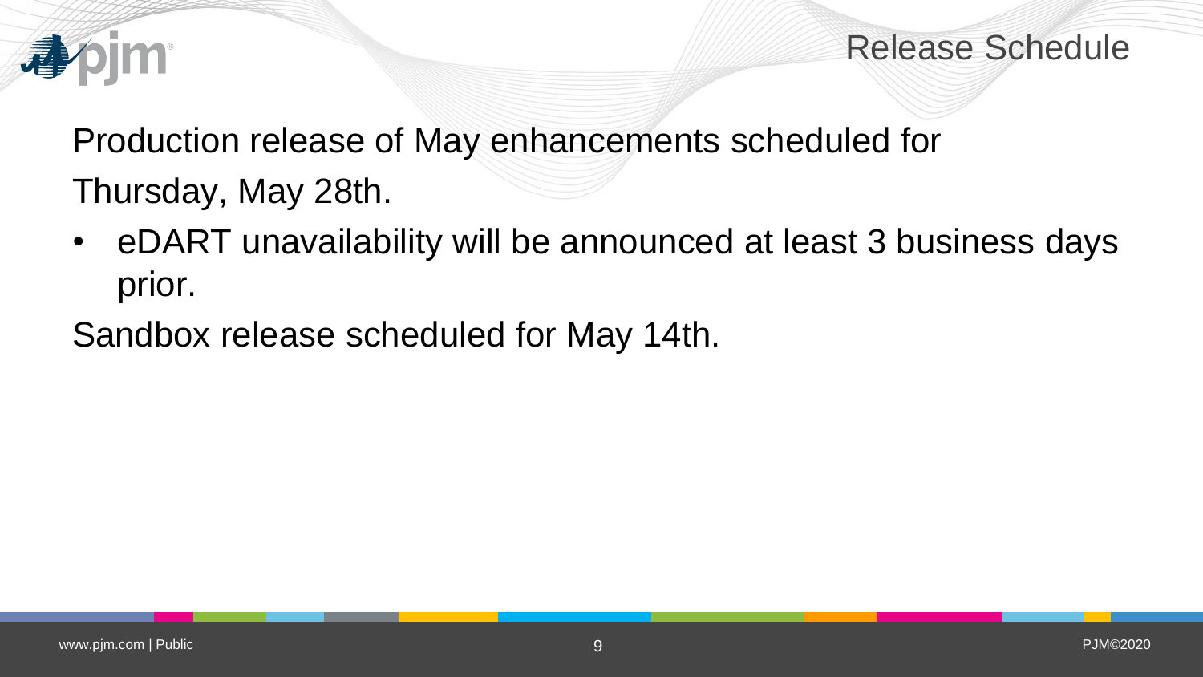# Release Schedule

Production release of May enhancements scheduled for Thursday, May 28th.

- eDART unavailability will be announced at least 3 business days prior.

Sandbox release scheduled for May 14th.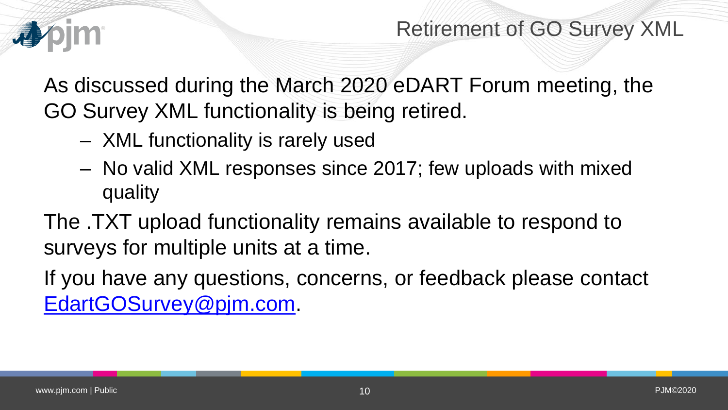# Retirement of GO Survey XML

As discussed during the March 2020 eDART Forum meeting, the GO Survey XML functionality is being retired.

- XML functionality is rarely used
- No valid XML responses since 2017; few uploads with mixed quality

The .TXT upload functionality remains available to respond to surveys for multiple units at a time.

If you have any questions, concerns, or feedback please contact EdartGOSurvey@pjm.com.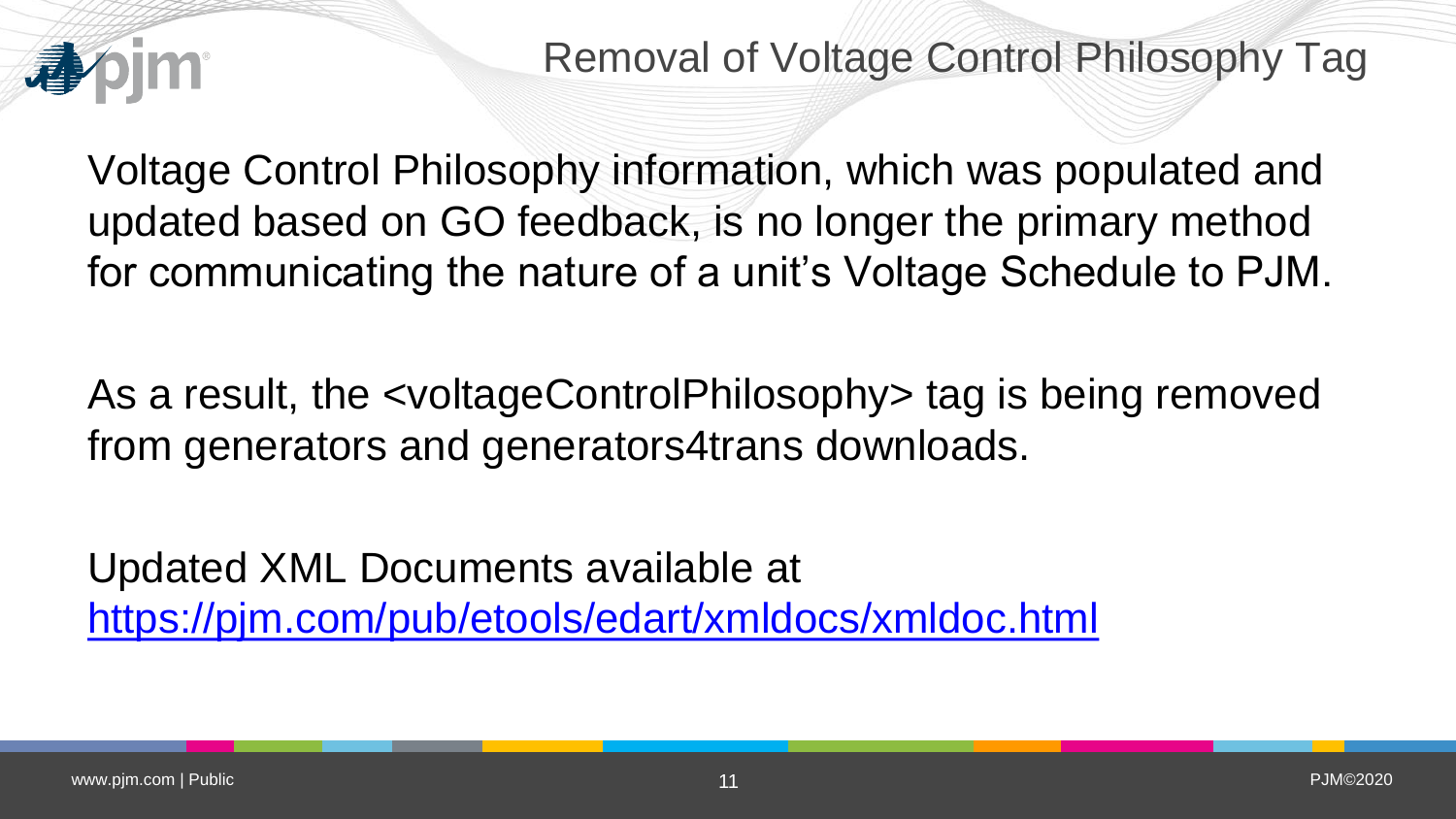# Removal of Voltage Control Philosophy Tag

Voltage Control Philosophy information, which was populated and updated based on GO feedback, is no longer the primary method for communicating the nature of a unit's Voltage Schedule to PJM.

As a result, the <voltageControlPhilosophy> tag is being removed from generators and generators4trans downloads.

Updated XML Documents available at [https://pjm.com/pub/etools/edart/xmldocs/xmldoc.html](https://pjm.com/pub/etools/edart/xmldocs/xmldoc.html)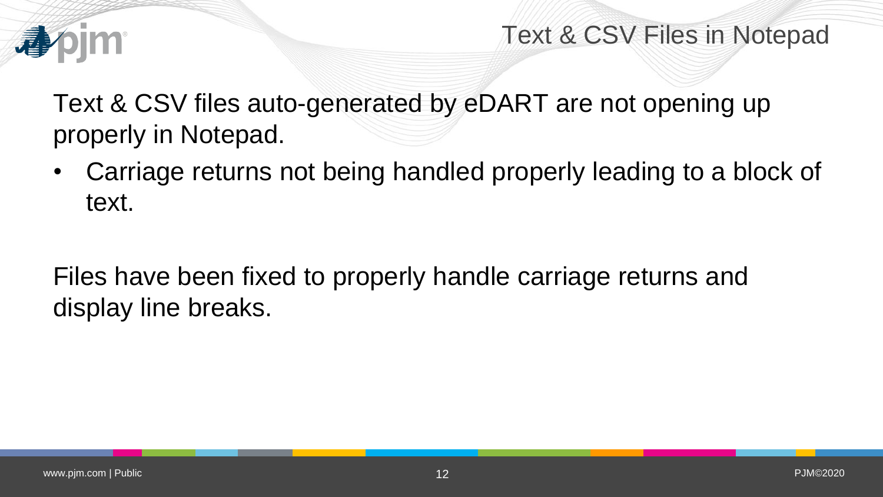# Text & CSV Files in Notepad

Text & CSV files auto-generated by eDART are not opening up properly in Notepad.

- Carriage returns not being handled properly leading to a block of text.

Files have been fixed to properly handle carriage returns and display line breaks.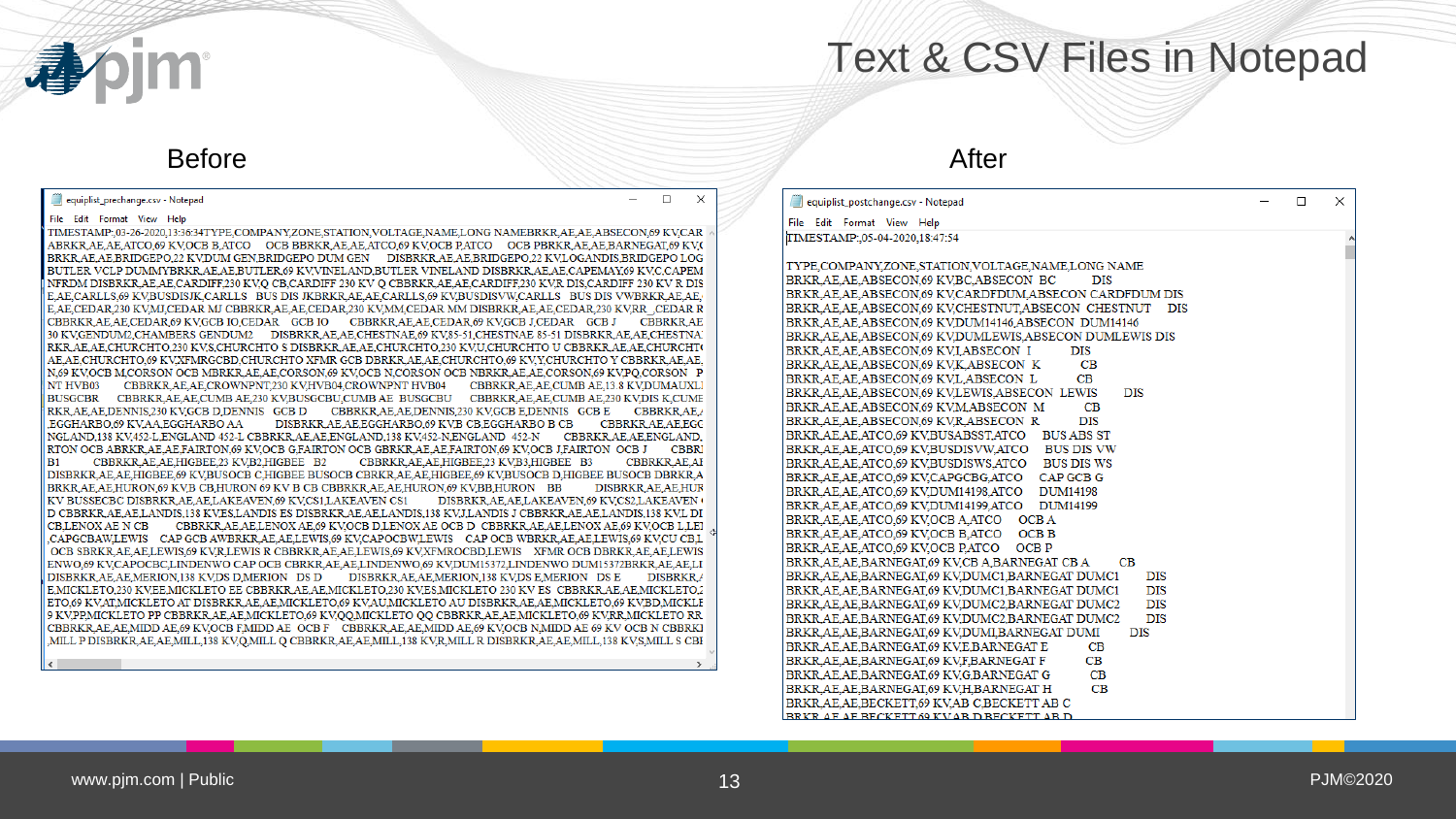# Text & CSV Files in Notepad

## Before

equiplist_prechange.csv - Notepad

File Edit Format View Help

```
TIMESTAMP:,03-26-2020,13:36:34TYPE,COMPANY,ZONE,STATION,VOLTAGE,NAME,LONG NAMEBRKR,AE,AE,ABSECON,69 KV,CAR
ABRKR,AE,AE,ATCO,69 KV,OCB B,ATCO    OCB BBRKR,AE,AE,ATCO,69 KV,OCB P,ATCO    OCB PBRKR,AE,AE,BARNEGAT,69 KV,C
BRKR,AE,AE,BRIDGEPO,22 KV,DUM GEN,BRIDGEPO DUM GEN    DISBRKR,AE,AE,BRIDGEPO,22 KV,LOGANDIS,BRIDGEPO LOG
BUTLER VCLP DUMMYBRKR,AE,AE,BUTLER,69 KV,VINELAND,BUTLER VINELAND DISBRKR,AE,AE,CAPEMAY,69 KV,C,CAPEM
NFRDM DISBRKR,AE,AE,CARDIFF,230 KV,Q CB,CARDIFF 230 KV Q CBBRKR,AE,AE,CARDIFF,230 KV,R DIS,CARDIFF 230 KV R DIS
E,AE,CARLLS,69 KV,BUSDISJK,CARLLS    BUS DIS JKBRKR,AE,AE,CARLLS,69 KV,BUSDISVW,CARLLS    BUS DIS VWBRKR,AE,AE,
E,AE,CEDAR,230 KV,MJ,CEDAR MJ CBBRKR,AE,AE,CEDAR,230 KV,MM,CEDAR MM DISBRKR,AE,AE,CEDAR,230 KV,RR_,CEDAR R
CBBRKR,AE,AE,CEDAR,69 KV,GCB IO,CEDAR    GCB IO    CBBRKR,AE,AE,CEDAR,69 KV,GCB J,CEDAR    GCB J    CBBRKR,AE
30 KV,GENDUM2,CHAMBERS GENDUM2    DISBRKR,AE,AE,CHESTNAE,69 KV,85-51,CHESTNAE 85-51 DISBRKR,AE,AE,CHESTNA
RKR,AE,AE,CHURCHTO,230 KV,S,CHURCHTO S DISBRKR,AE,AE,CHURCHTO,230 KV,U,CHURCHTO U CBBRKR,AE,AE,CHURCHT
AE,AE,CHURCHTO,69 KV,XFMRGCBD,CHURCHTO XFMR GCB DBRKR,AE,AE,CHURCHTO,69 KV,Y,CHURCHTO Y CBBRKR,AE,AE,
N,69 KV,OCB M,CORSON OCB MBRKR,AE,AE,CORSON,69 KV,OCB N,CORSON OCB NBRKR,AE,AE,CORSON,69 KV,PQ,CORSON    P
NT HVB03    CBBRKR,AE,AE,CROWNPNT,230 KV,HVB04,CROWNPNT HVB04    CBBRKR,AE,AE,CUMB AE,13 8 KV,DUMAUXL
BUSGCBR    CBBRKR,AE,AE,CUMB AE,230 KV,BUSGCBU,CUMB AE    BUSGCBU    CBBRKR,AE,AE,CUMB AE,230 KV,DIS K,CUME
RKR,AE,AE,DENNIS,230 KV,GCB D,DENNIS    GCB D    CBBRKR,AE,AE,DENNIS,230 KV,GCB E,DENNIS    GCB E    CBBRKR,AE,
,EGGHARBO,69 KV,AA,EGGHARBO AA    DISBRKR,AE,AE,EGGHARBO,69 KV,B CB,EGGHARBO B CB    CBBRKR,AE,AE,EGC
NGLAND,138 KV,452-L,ENGLAND 452-L CBBRKR,AE,AE,ENGLAND,138 KV,452-N,ENGLAND    452-N    CBBRKR,AE,AE,ENGLAND,
RTON OCB ABRKR,AE,AE,FAIRTON,69 KV,OCB G,FAIRTON OCB GBRKR,AE,AE,FAIRTON,69 KV,OCB J,FAIRTON    OCB J    CBBR
B1    CBBRKR,AE,AE,HIGBEE,23 KV,B2,HIGBEE    B2    CBBRKR,AE,AE,HIGBEE,23 KV,B3,HIGBEE    B3    CBBRKR,AE,AE
DISBRKR,AE,AE,HIGBEE,69 KV,BUSOCB C,HIGBEE BUSOCB CBRKR,AE,AE,HIGBEE,69 KV,BUSOCB D,HIGBEE BUSOCB DBRKR,A
BRKR,AE,AE,HURON,69 KV,B CB,HURON 69 KV B CB CBBRKR,AE,AE,HURON,69 KV,BB,HURON    BB    DISBRKR,AE,AE,HUR
KV BUSSECBC DISBRKR,AE,AE,LAKEAVEN,69 KV,CS1,LAKEAVEN CS1    DISBRKR,AE,AE,LAKEAVEN,69 KV,CS2,LAKEAVEN
D CBBRKR,AE,AE,LANDIS,138 KV,ES,LANDIS ES DISBRKR,AE,AE,LANDIS,138 KV,J,LANDIS J CBBRKR,AE,AE,LANDIS,138 KV,L DI
CB,LENOX AE N CB    CBBRKR,AE,AE,LENOX AE,69 KV,OCB D,LENOX AE OCB D    CBBRKR,AE,AE,LENOX AE,69 KV,OCB L,LE
,CAPGCBAW,LEWIS    CAP GCB AWBRKR,AE,AE,LEWIS,69 KV,CAPOCBWI,LEWIS    CAP OCB WBRKR,AE,AE,LEWIS,69 KV,CU CB,L
OCB SBRKR,AE,AE,LEWIS,69 KV,R,LEWIS R CBBRKR,AE,AE,LEWIS,69 KV,XFMROCBD,LEWIS    XFMR OCB DBRKR,AE,AE,LEWIS
ENWO,69 KV,CAPOCBC,LINDENWO CAP OCB CBRKR,AE,AE,LINDENWO,69 KV,DUM15372,LINDENWO DUM15372BRKR,AE,AE,LI
DISBRKR,AE,AE,MERION,138 KV,DS D,MERION    DS D    DISBRKR,AE,AE,MERION,138 KV,DS E,MERION    DS E    DISBRKR,A
E,MICKLETO,230 KV,EE,MICKLETO EE CBBRKR,AE,AE,MICKLETO,230 KV,ES,MICKLETO 230 KV ES    CBBRKR,AE,AE,MICKLETO,
ETO,69 KV,AT,MICKLETO AT DISBRKR,AE,AE,MICKLETO,69 KV,AU,MICKLETO AU DISBRKR,AE,AE,MICKLETO,69 KV,BD,MICKLE
9 KV,PP,MICKLETO PP CBBRKR,AE,AE,MICKLETO,69 KV,QQ,MICKLETO QQ CBBRKR,AE,AE,MICKLETO,69 KV,RR,MICKLETO RR
CBBRKR,AE,AE,MIDD AE,69 KV,OCB F,MIDD AE    OCB F    CBBRKR,AE,AE,MIDD AE,69 KV,OCB N,MIDD AE 69 KV OCB N CBBRKI
,MILL P DISBRKR,AE,AE,MILL,138 KV,Q,MILL Q CBBRKR,AE,AE,MILL,138 KV,R,MILL R DISBRKR,AE,AE,MILL,138 KV,S,MILL S CBI
```

## After

equiplist_postchange.csv - Notepad

File Edit Format View Help

```
TIMESTAMP:,05-04-2020,18:47:54

TYPE,COMPANY,ZONE,STATION,VOLTAGE,NAME,LONG NAME
BRKR,AE,AE,ABSECON,69 KV,BC,ABSECON  BC        DIS
BRKR,AE,AE,ABSECON,69 KV,CARDFDUM,ABSECON CARDFDUM DIS
BRKR,AE,AE,ABSECON,69 KV,CHESTNUT,ABSECON  CHESTNUT    DIS
BRKR,AE,AE,ABSECON,69 KV,DUM14146,ABSECON  DUM14146
BRKR,AE,AE,ABSECON,69 KV,DUMLEWIS,ABSECON DUMLEWIS DIS
BRKR,AE,AE,ABSECON,69 KV,I,ABSECON  I        DIS
BRKR,AE,AE,ABSECON,69 KV,K,ABSECON  K        CB
BRKR,AE,AE,ABSECON,69 KV,L,ABSECON  L        CB
BRKR,AE,AE,ABSECON,69 KV,LEWIS,ABSECON  LEWIS       DIS
BRKR,AE,AE,ABSECON,69 KV,M,ABSECON  M        CB
BRKR,AE,AE,ABSECON,69 KV,R,ABSECON  R        DIS
BRKR,AE,AE,ATCO,69 KV,BUSABSST,ATCO     BUS ABS ST
BRKR,AE,AE,ATCO,69 KV,BUSDISVW,ATCO     BUS DIS VW
BRKR,AE,AE,ATCO,69 KV,BUSDISWS,ATCO     BUS DIS WS
BRKR,AE,AE,ATCO,69 KV,CAPGCBG,ATCO      CAP GCB G
BRKR,AE,AE,ATCO,69 KV,DUM14198,ATCO     DUM14198
BRKR,AE,AE,ATCO,69 KV,DUM14199,ATCO     DUM14199
BRKR,AE,AE,ATCO,69 KV,OCB A,ATCO     OCB A
BRKR,AE,AE,ATCO,69 KV,OCB B,ATCO     OCB B
BRKR,AE,AE,ATCO,69 KV,OCB P,ATCO     OCB P
BRKR,AE,AE,BARNEGAT,69 KV,CB A,BARNEGAT CB A       CB
BRKR,AE,AE,BARNEGAT,69 KV,DUMC1,BARNEGAT DUMC1      DIS
BRKR,AE,AE,BARNEGAT,69 KV,DUMC1,BARNEGAT DUMC1      DIS
BRKR,AE,AE,BARNEGAT,69 KV,DUMC2,BARNEGAT DUMC2      DIS
BRKR,AE,AE,BARNEGAT,69 KV,DUMC2,BARNEGAT DUMC2      DIS
BRKR,AE,AE,BARNEGAT,69 KV,DUMI,BARNEGAT DUMI       DIS
BRKR,AE,AE,BARNEGAT,69 KV,E,BARNEGAT E        CB
BRKR,AE,AE,BARNEGAT,69 KV,F,BARNEGAT F        CB
BRKR,AE,AE,BARNEGAT,69 KV,G,BARNEGAT G        CB
BRKR,AE,AE,BARNEGAT,69 KV,H,BARNEGAT H        CB
BRKR,AE,AE,BECKETT,69 KV,AB C,BECKETT AB C
BRKR,AE,AE,BECKETT,69 KV,AB D,BECKETT AB D
```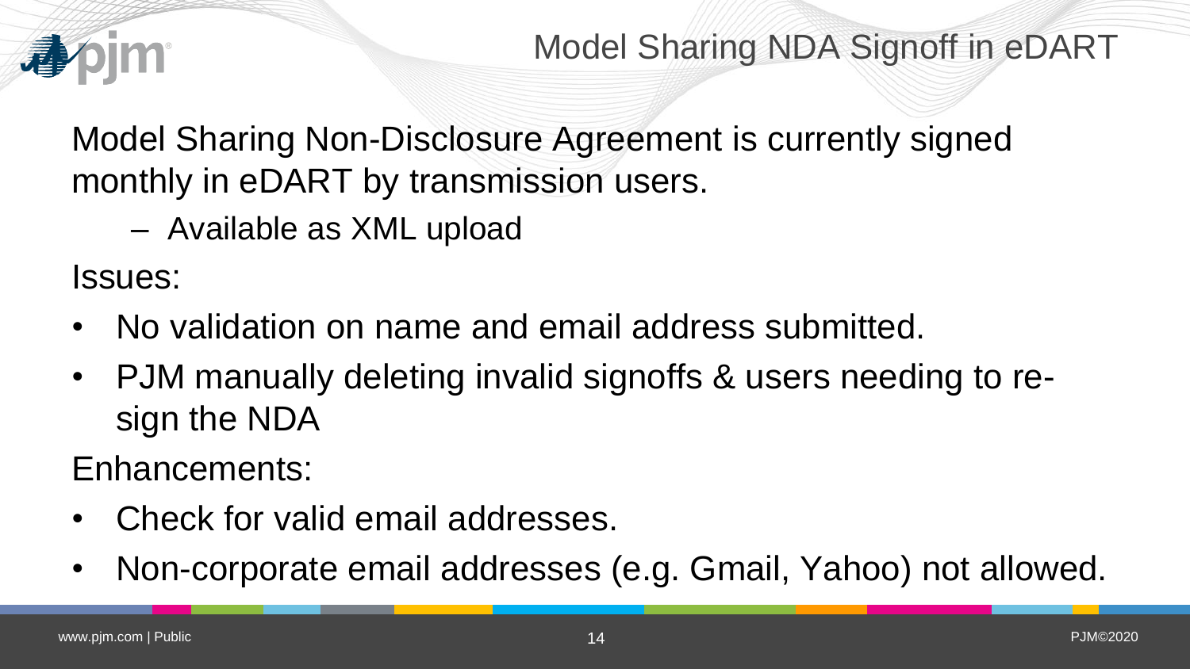# Model Sharing NDA Signoff in eDART

Model Sharing Non-Disclosure Agreement is currently signed monthly in eDART by transmission users.

- Available as XML upload

Issues:

- No validation on name and email address submitted.
- PJM manually deleting invalid signoffs & users needing to re-sign the NDA

Enhancements:

- Check for valid email addresses.
- Non-corporate email addresses (e.g. Gmail, Yahoo) not allowed.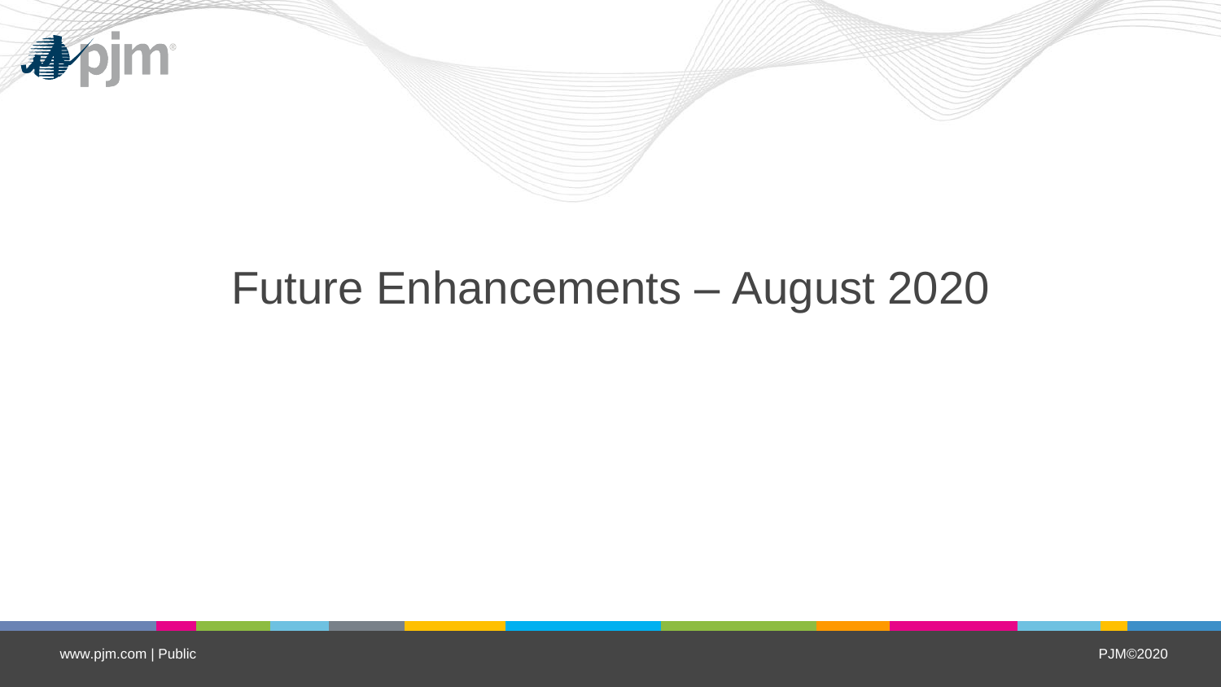# Future Enhancements – August 2020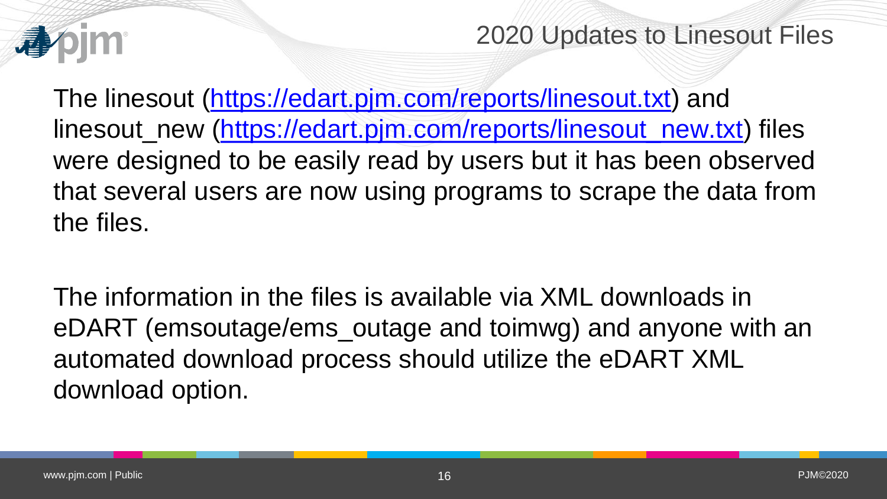## 2020 Updates to Linesout Files

The linesout (https://edart.pjm.com/reports/linesout.txt) and linesout_new (https://edart.pjm.com/reports/linesout_new.txt) files were designed to be easily read by users but it has been observed that several users are now using programs to scrape the data from the files.

The information in the files is available via XML downloads in eDART (emsoutage/ems_outage and toimwg) and anyone with an automated download process should utilize the eDART XML download option.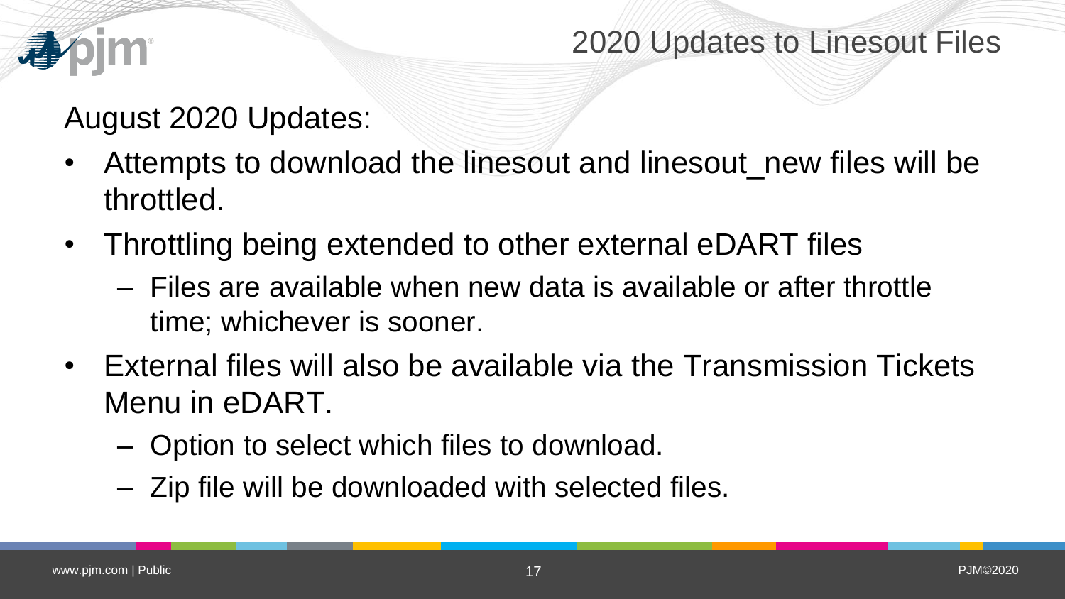# 2020 Updates to Linesout Files

August 2020 Updates:

- Attempts to download the linesout and linesout_new files will be throttled.
- Throttling being extended to other external eDART files
  - Files are available when new data is available or after throttle time; whichever is sooner.
- External files will also be available via the Transmission Tickets Menu in eDART.
  - Option to select which files to download.
  - Zip file will be downloaded with selected files.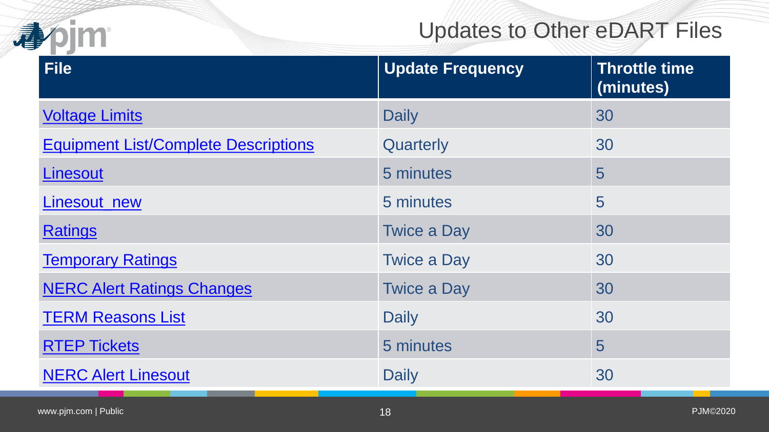# Updates to Other eDART Files

| File | Update Frequency | Throttle time (minutes) |
| --- | --- | --- |
| Voltage Limits | Daily | 30 |
| Equipment List/Complete Descriptions | Quarterly | 30 |
| Linesout | 5 minutes | 5 |
| Linesout_new | 5 minutes | 5 |
| Ratings | Twice a Day | 30 |
| Temporary Ratings | Twice a Day | 30 |
| NERC Alert Ratings Changes | Twice a Day | 30 |
| TERM Reasons List | Daily | 30 |
| RTEP Tickets | 5 minutes | 5 |
| NERC Alert Linesout | Daily | 30 |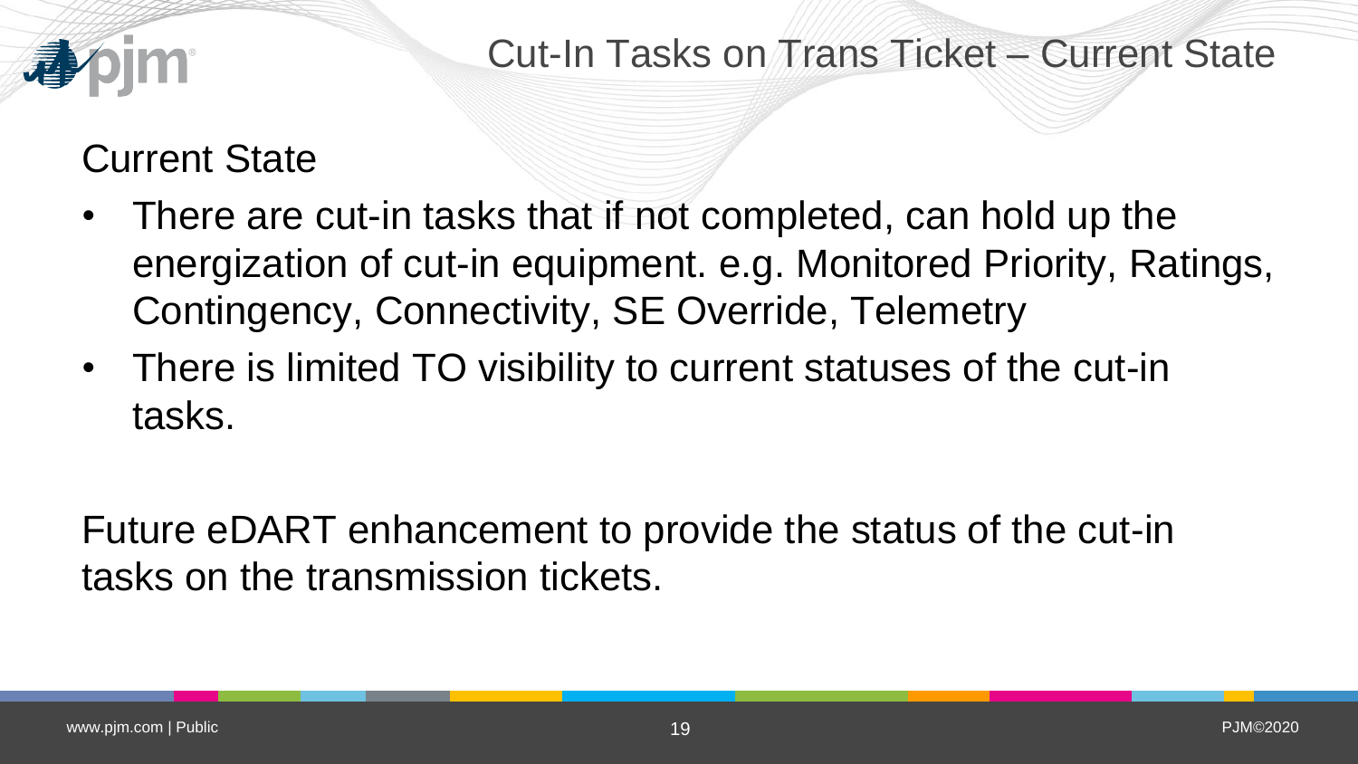# Cut-In Tasks on Trans Ticket – Current State

## Current State

- There are cut-in tasks that if not completed, can hold up the energization of cut-in equipment. e.g. Monitored Priority, Ratings, Contingency, Connectivity, SE Override, Telemetry
- There is limited TO visibility to current statuses of the cut-in tasks.

Future eDART enhancement to provide the status of the cut-in tasks on the transmission tickets.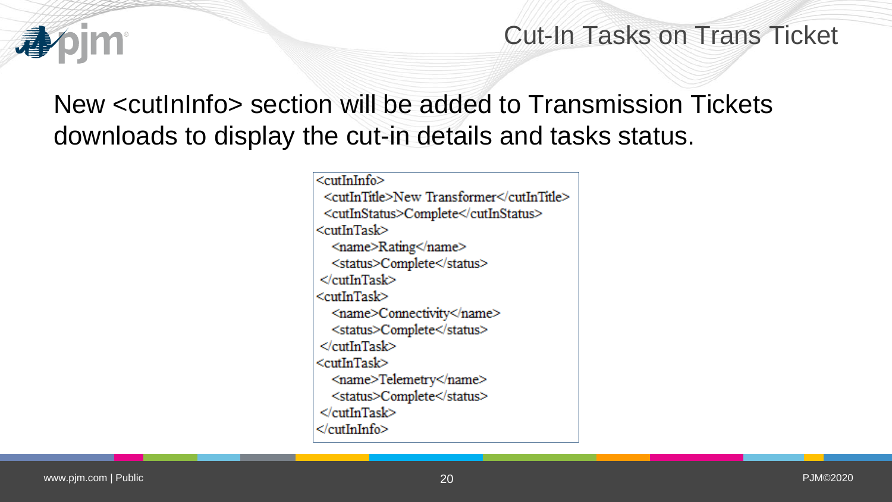# Cut-In Tasks on Trans Ticket

New <cutInInfo> section will be added to Transmission Tickets downloads to display the cut-in details and tasks status.

```
<cutInInfo>
  <cutInTitle>New Transformer</cutInTitle>
  <cutInStatus>Complete</cutInStatus>
<cutInTask>
   <name>Rating</name>
   <status>Complete</status>
 </cutInTask>
<cutInTask>
   <name>Connectivity</name>
   <status>Complete</status>
 </cutInTask>
<cutInTask>
   <name>Telemetry</name>
   <status>Complete</status>
 </cutInTask>
</cutInInfo>
```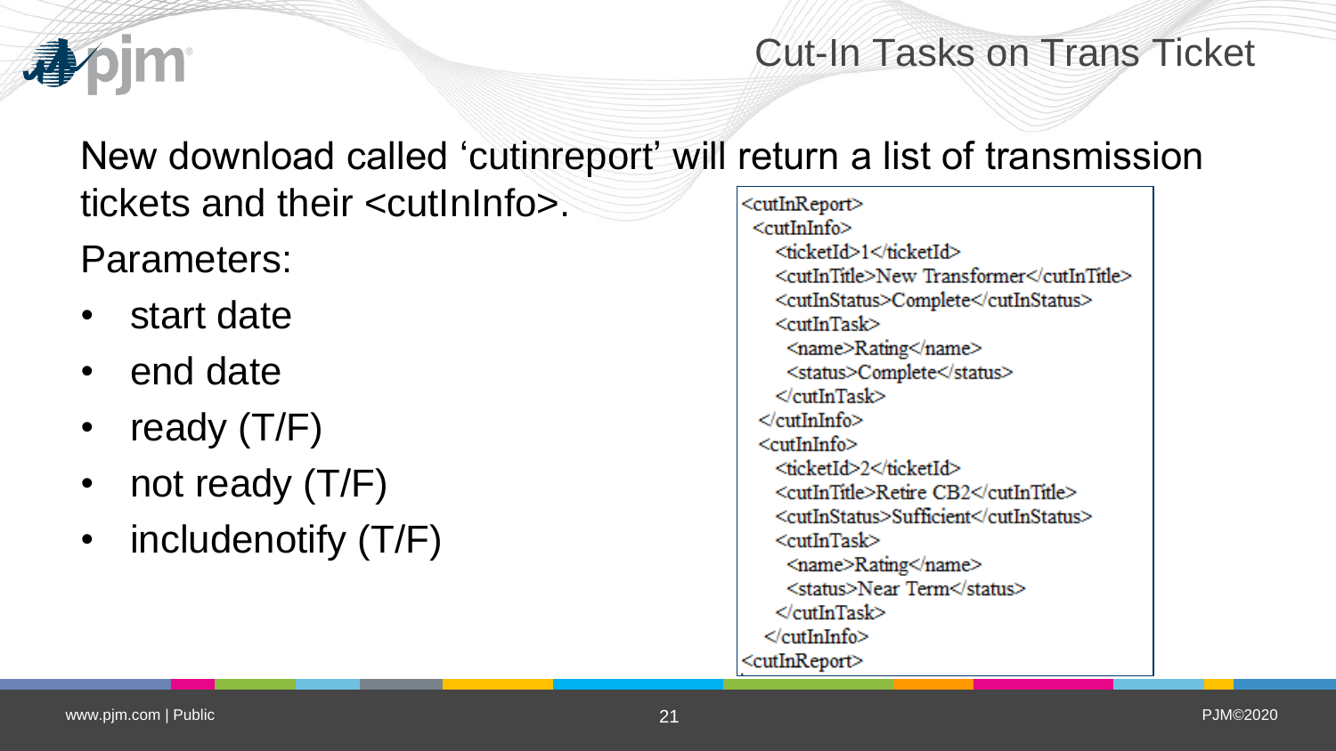# Cut-In Tasks on Trans Ticket

New download called 'cutinreport' will return a list of transmission tickets and their <cutInInfo>.

Parameters:

- start date
- end date
- ready (T/F)
- not ready (T/F)
- includenotify (T/F)

```
<cutInReport>
 <cutInInfo>
    <ticketId>1</ticketId>
    <cutInTitle>New Transformer</cutInTitle>
    <cutInStatus>Complete</cutInStatus>
    <cutInTask>
      <name>Rating</name>
      <status>Complete</status>
    </cutInTask>
  </cutInInfo>
  <cutInInfo>
    <ticketId>2</ticketId>
    <cutInTitle>Retire CB2</cutInTitle>
    <cutInStatus>Sufficient</cutInStatus>
    <cutInTask>
      <name>Rating</name>
      <status>Near Term</status>
    </cutInTask>
  </cutInInfo>
<cutInReport>
```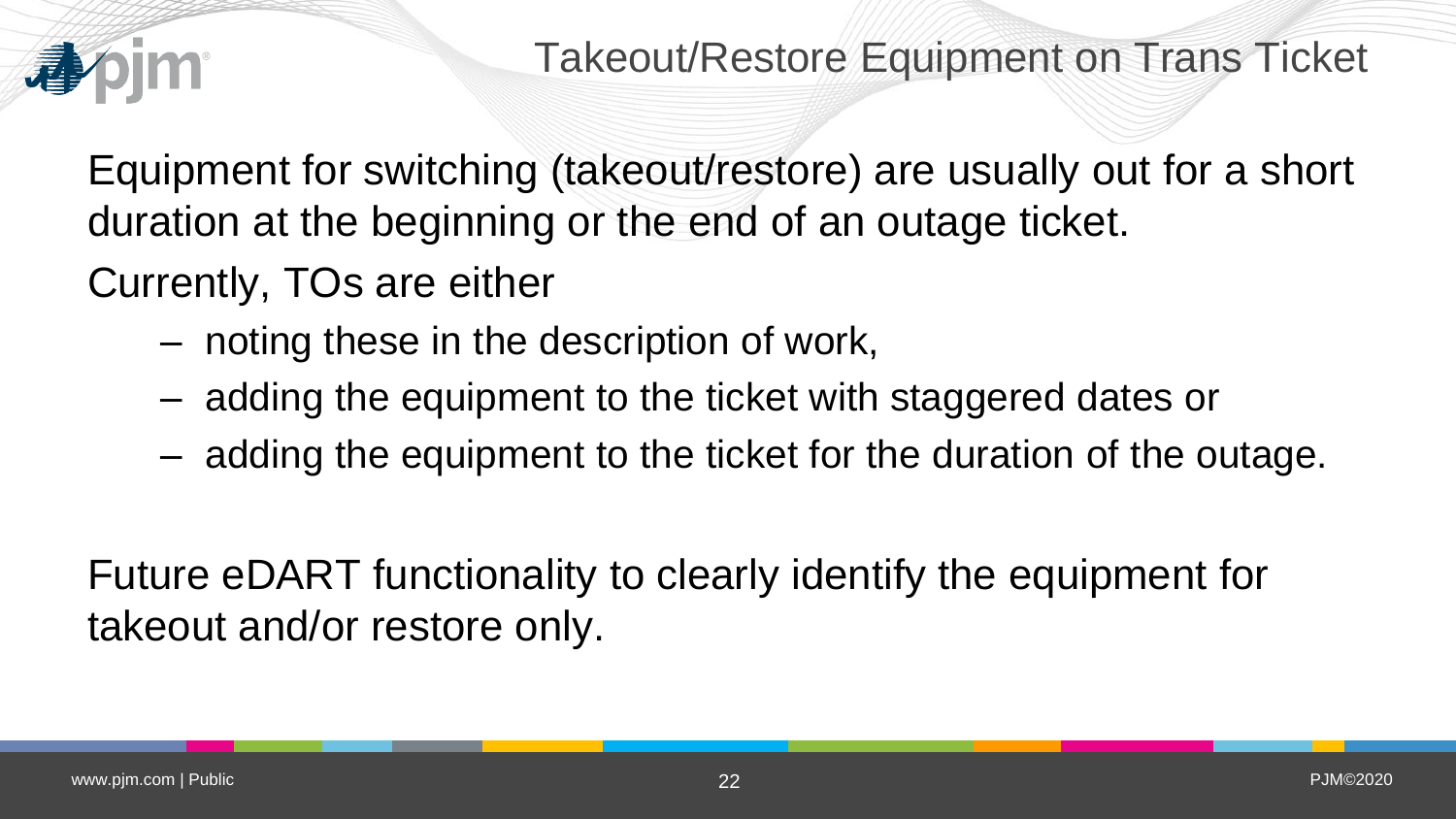# Takeout/Restore Equipment on Trans Ticket

Equipment for switching (takeout/restore) are usually out for a short duration at the beginning or the end of an outage ticket.

Currently, TOs are either

- noting these in the description of work,
- adding the equipment to the ticket with staggered dates or
- adding the equipment to the ticket for the duration of the outage.

Future eDART functionality to clearly identify the equipment for takeout and/or restore only.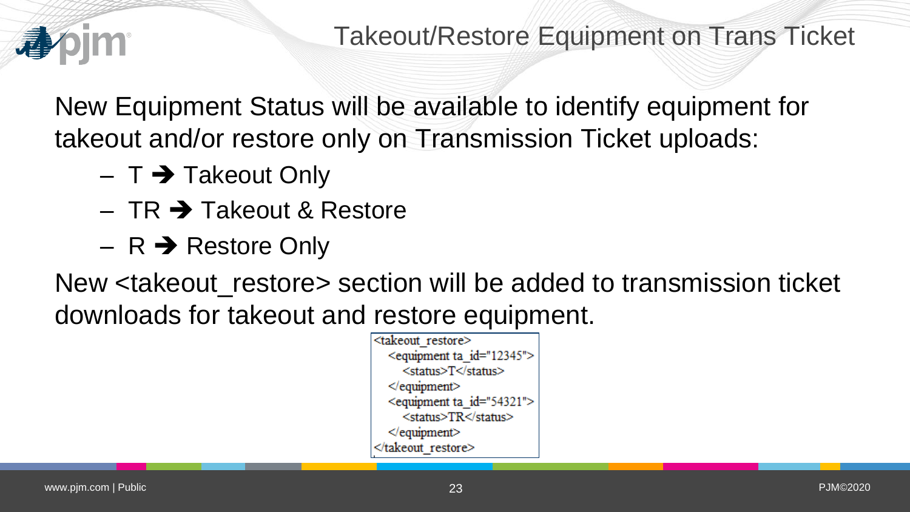# Takeout/Restore Equipment on Trans Ticket

New Equipment Status will be available to identify equipment for takeout and/or restore only on Transmission Ticket uploads:

- T ➔ Takeout Only
- TR ➔ Takeout & Restore
- R ➔ Restore Only

New <takeout_restore> section will be added to transmission ticket downloads for takeout and restore equipment.

```
<takeout_restore>
   <equipment ta_id="12345">
      <status>T</status>
   </equipment>
   <equipment ta_id="54321">
      <status>TR</status>
   </equipment>
</takeout_restore>
```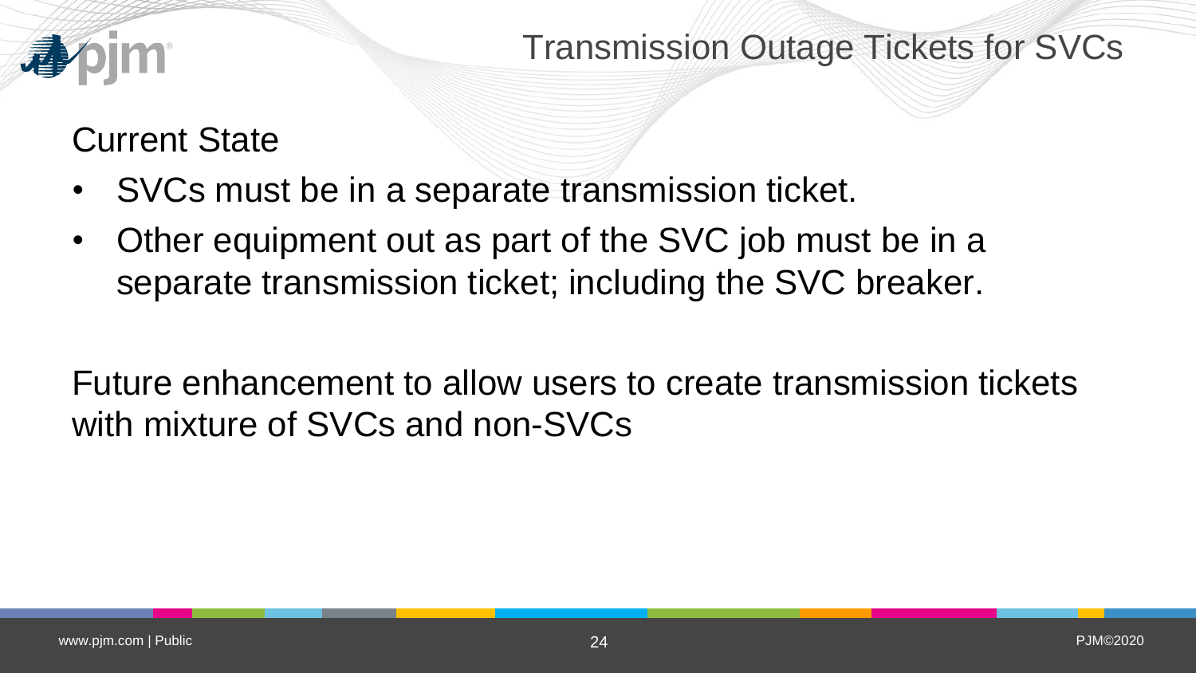# Transmission Outage Tickets for SVCs

## Current State

- SVCs must be in a separate transmission ticket.
- Other equipment out as part of the SVC job must be in a separate transmission ticket; including the SVC breaker.

Future enhancement to allow users to create transmission tickets with mixture of SVCs and non-SVCs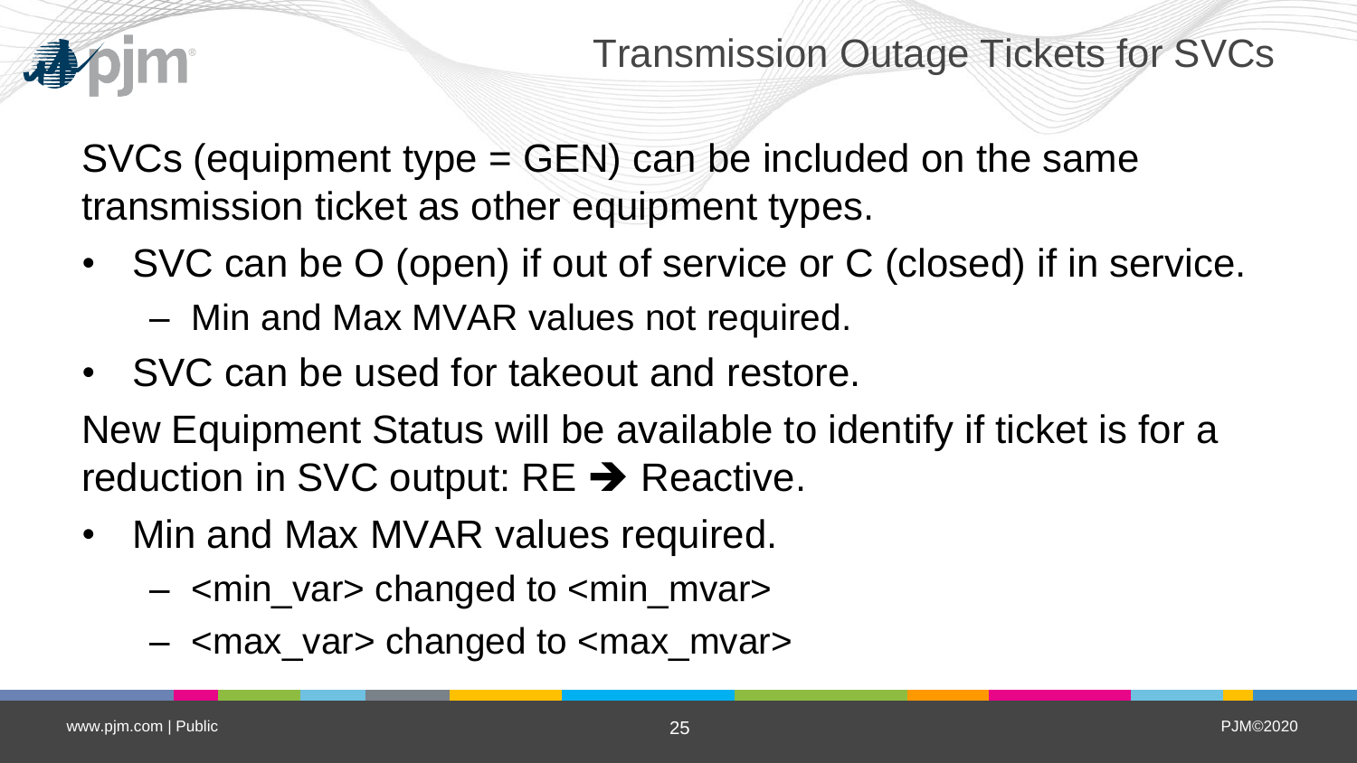# Transmission Outage Tickets for SVCs

SVCs (equipment type = GEN) can be included on the same transmission ticket as other equipment types.

- SVC can be O (open) if out of service or C (closed) if in service.
  - Min and Max MVAR values not required.
- SVC can be used for takeout and restore.

New Equipment Status will be available to identify if ticket is for a reduction in SVC output: RE ➔ Reactive.

- Min and Max MVAR values required.
  - <min_var> changed to <min_mvar>
  - <max_var> changed to <max_mvar>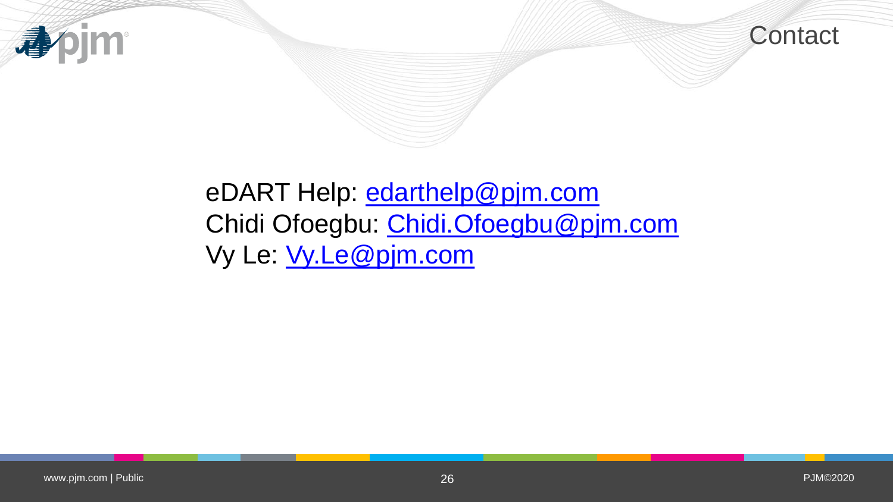# Contact

eDART Help: edarthelp@pjm.com
Chidi Ofoegbu: Chidi.Ofoegbu@pjm.com
Vy Le: Vy.Le@pjm.com